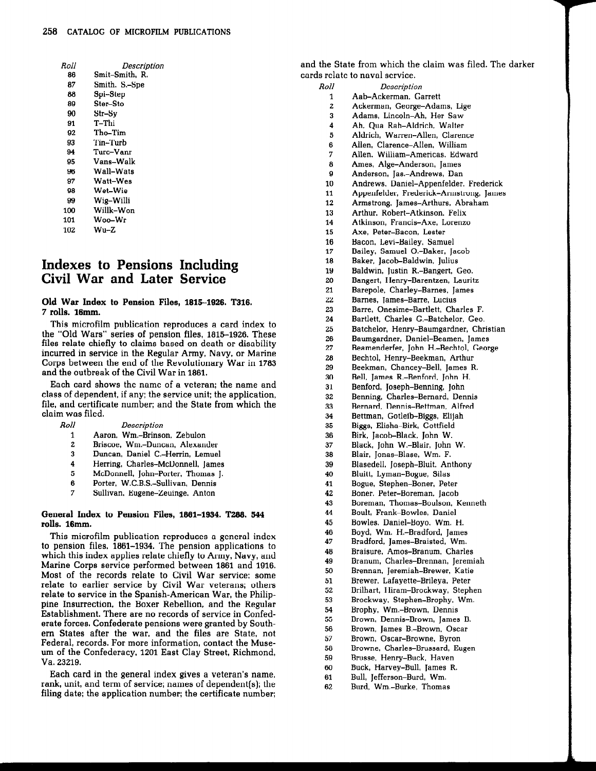| Roll | Description |
|---|---|
| 86 | Smit–Smith, R. |
| 87 | Smith, S.–Spe |
| 88 | Spi–Step |
| 89 | Ster–Sto |
| 90 | Str–Sy |
| 91 | T–Thi |
| 92 | Tho–Tim |
| 93 | Tin–Turb |
| 94 | Turc–Vanr |
| 95 | Vans–Walk |
| 96 | Wall–Wats |
| 97 | Watt–Wes |
| 98 | Wet–Wie |
| 99 | Wig–Willi |
| 100 | Willk–Won |
| 101 | Woo–Wr |
| 102 | Wu–Z |

## Indexes to Pensions Including Civil War and Later Service

### Old War Index to Pension Files, 1815–1926. T316. 7 rolls. 16mm.

This microfilm publication reproduces a card index to the "Old Wars" series of pension files, 1815–1926. These files relate chiefly to claims based on death or disability incurred in service in the Regular Army, Navy, or Marine Corps between the end of the Revolutionary War in 1783 and the outbreak of the Civil War in 1861.

Each card shows the name of a veteran; the name and class of dependent, if any; the service unit; the application, file, and certificate number; and the State from which the claim was filed.

| Roll | Description |
|---|---|
| 1 | Aaron, Wm.–Brinson, Zebulon |
| 2 | Briscoe, Wm.–Duncan, Alexander |
| 3 | Duncan, Daniel C.–Herrin, Lemuel |
| 4 | Herring, Charles–McDonnell, James |
| 5 | McDonnell, John–Porter, Thomas J. |
| 6 | Porter, W.C.B.S.–Sullivan, Dennis |
| 7 | Sullivan, Eugene–Zeuinge, Anton |

### General Index to Pension Files, 1861–1934. T288. 544 rolls. 16mm.

This microfilm publication reproduces a general index to pension files, 1861–1934. The pension applications to which this index applies relate chiefly to Army, Navy, and Marine Corps service performed between 1861 and 1916. Most of the records relate to Civil War service; some relate to earlier service by Civil War veterans; others relate to service in the Spanish-American War, the Philippine Insurrection, the Boxer Rebellion, and the Regular Establishment. There are no records of service in Confederate forces. Confederate pensions were granted by Southern States after the war, and the files are State, not Federal, records. For more information, contact the Museum of the Confederacy, 1201 East Clay Street, Richmond, Va. 23219.

Each card in the general index gives a veteran's name, rank, unit, and term of service; names of dependent(s); the filing date; the application number; the certificate number; and the State from which the claim was filed. The darker cards relate to naval service.

| Roll | Description |
|---|---|
| 1 | Aab–Ackerman, Garrett |
| 2 | Ackerman, George–Adams, Lige |
| 3 | Adams, Lincoln–Ah, Her Saw |
| 4 | Ah, Qua Rah–Aldrich, Walter |
| 5 | Aldrich, Warren–Allen, Clarence |
| 6 | Allen, Clarence–Allen, William |
| 7 | Allen, William–Americas, Edward |
| 8 | Ames, Alge–Anderson, James |
| 9 | Anderson, Jas.–Andrews, Dan |
| 10 | Andrews, Daniel–Appenfelder, Frederick |
| 11 | Appenfelder, Frederick–Armstrong, James |
| 12 | Armstrong, James–Arthurs, Abraham |
| 13 | Arthur, Robert–Atkinson, Felix |
| 14 | Atkinson, Francis–Axe, Lorenzo |
| 15 | Axe, Peter–Bacon, Lester |
| 16 | Bacon, Levi–Bailey, Samuel |
| 17 | Bailey, Samuel O.–Baker, Jacob |
| 18 | Baker, Jacob–Baldwin, Julius |
| 19 | Baldwin, Justin R.–Bangert, Geo. |
| 20 | Bangert, Henry–Barentzen, Lauritz |
| 21 | Barepole, Charley–Barnes, James |
| 22 | Barnes, James–Barre, Lucius |
| 23 | Barre, Onesime–Bartlett, Charles F. |
| 24 | Bartlett, Charles G.–Batchelor, Geo. |
| 25 | Batchelor, Henry–Baumgardner, Christian |
| 26 | Baumgardner, Daniel–Beamen, James |
| 27 | Beamenderfer, John H.–Bechtol, George |
| 28 | Bechtol, Henry–Beekman, Arthur |
| 29 | Beekman, Chancey–Bell, James R. |
| 30 | Bell, James R.–Benford, John H. |
| 31 | Benford, Joseph–Benning, John |
| 32 | Benning, Charles–Bernard, Dennis |
| 33 | Bernard, Dennis–Bettman, Alfred |
| 34 | Bettman, Gotleib–Biggs, Elijah |
| 35 | Biggs, Elisha–Birk, Cottfield |
| 36 | Birk, Jacob–Black, John W. |
| 37 | Black, John W.–Blair, John W. |
| 38 | Blair, Jonas–Blase, Wm. F. |
| 39 | Blasedell, Joseph–Bluit, Anthony |
| 40 | Bluitt, Lyman–Bogue, Silas |
| 41 | Bogue, Stephen–Boner, Peter |
| 42 | Boner, Peter–Boreman, Jacob |
| 43 | Boreman, Thomas–Boulson, Kenneth |
| 44 | Boult, Frank–Bowles, Daniel |
| 45 | Bowles, Daniel–Boyo, Wm. H. |
| 46 | Boyd, Wm. H.–Bradford, James |
| 47 | Bradford, James–Braisted, Wm. |
| 48 | Braisure, Amos–Branum, Charles |
| 49 | Branum, Charles–Brennan, Jeremiah |
| 50 | Brennan, Jeremiah–Brewer, Katie |
| 51 | Brewer, Lafayette–Brileya, Peter |
| 52 | Brilhart, Hiram–Brockway, Stephen |
| 53 | Brockway, Stephen–Brophy, Wm. |
| 54 | Brophy, Wm.–Brown, Dennis |
| 55 | Brown, Dennis–Brown, James B. |
| 56 | Brown, James B.–Brown, Oscar |
| 57 | Brown, Oscar–Browne, Byron |
| 58 | Browne, Charles–Brussard, Eugen |
| 59 | Brusse, Henry–Buck, Haven |
| 60 | Buck, Harvey–Bull, James R. |
| 61 | Bull, Jefferson–Burd, Wm. |
| 62 | Burd, Wm.–Burke, Thomas |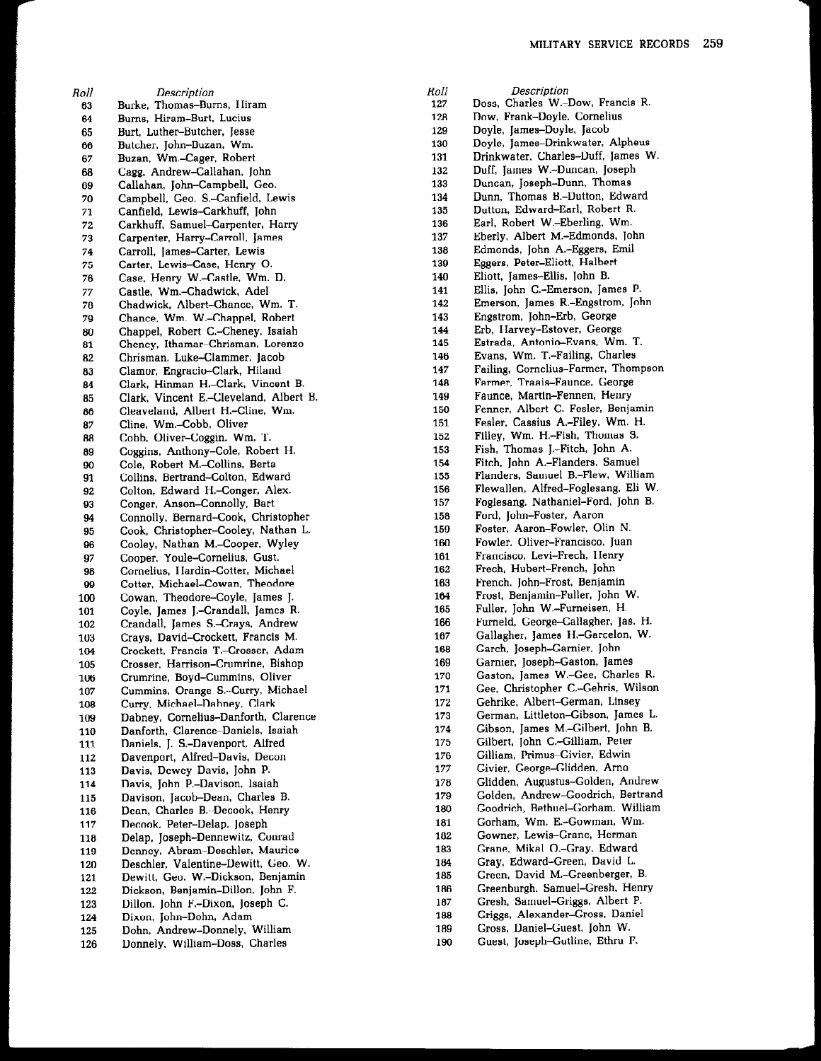| Roll | Description |
|---|---|
| 63 | Burke, Thomas–Burns, Hiram |
| 64 | Burns, Hiram–Burt, Lucius |
| 65 | Burt, Luther–Butcher, Jesse |
| 66 | Butcher, John–Buzan, Wm. |
| 67 | Buzan, Wm.–Cager, Robert |
| 68 | Cagg, Andrew–Callahan, John |
| 69 | Callahan, John–Campbell, Geo. |
| 70 | Campbell, Geo. S.–Canfield, Lewis |
| 71 | Canfield, Lewis–Carkhuff, John |
| 72 | Carkhuff, Samuel–Carpenter, Harry |
| 73 | Carpenter, Harry–Carroll, James |
| 74 | Carroll, James–Carter, Lewis |
| 75 | Carter, Lewis–Case, Henry O. |
| 76 | Case, Henry W.–Castle, Wm. D. |
| 77 | Castle, Wm.–Chadwick, Adel |
| 78 | Chadwick, Albert–Chance, Wm. T. |
| 79 | Chance, Wm. W.–Chappel, Robert |
| 80 | Chappel, Robert C.–Cheney, Isaiah |
| 81 | Cheney, Ithamar–Chrisman, Lorenzo |
| 82 | Chrisman, Luke–Clammer, Jacob |
| 83 | Clamor, Engracio–Clark, Hiland |
| 84 | Clark, Hinman H.–Clark, Vincent B. |
| 85 | Clark, Vincent E.–Cleveland, Albert B. |
| 86 | Cleaveland, Albert H.–Cline, Wm. |
| 87 | Cline, Wm.–Cobb, Oliver |
| 88 | Cobb, Oliver–Coggin, Wm. T. |
| 89 | Coggins, Anthony–Cole, Robert H. |
| 90 | Cole, Robert M.–Collins, Berta |
| 91 | Collins, Bertrand–Colton, Edward |
| 92 | Colton, Edward H.–Conger, Alex. |
| 93 | Conger, Anson–Connolly, Bart |
| 94 | Connolly, Bernard–Cook, Christopher |
| 95 | Cook, Christopher–Cooley, Nathan L. |
| 96 | Cooley, Nathan M.–Cooper, Wyley |
| 97 | Cooper, Youle–Cornelius, Gust. |
| 98 | Cornelius, Hardin–Cotter, Michael |
| 99 | Cotter, Michael–Cowan, Theodore |
| 100 | Cowan, Theodore–Coyle, James J. |
| 101 | Coyle, James J.–Crandall, James R. |
| 102 | Crandall, James S.–Crays, Andrew |
| 103 | Crays, David–Crockett, Francis M. |
| 104 | Crockett, Francis T.–Crosser, Adam |
| 105 | Crosser, Harrison–Crumrine, Bishop |
| 106 | Crumrine, Boyd–Cummins, Oliver |
| 107 | Cummins, Orange S.–Curry, Michael |
| 108 | Curry, Michael–Dabney, Clark |
| 109 | Dabney, Cornelius–Danforth, Clarence |
| 110 | Danforth, Clarence–Daniels, Isaiah |
| 111 | Daniels, J. S.–Davenport, Alfred |
| 112 | Davenport, Alfred–Davis, Decon |
| 113 | Davis, Dewey Davis, John P. |
| 114 | Davis, John P.–Davison, Isaiah |
| 115 | Davison, Jacob–Dean, Charles B. |
| 116 | Dean, Charles B.–Decook, Henry |
| 117 | Decook, Peter–Delap, Joseph |
| 118 | Delap, Joseph–Dennewitz, Conrad |
| 119 | Denney, Abram–Deschler, Maurice |
| 120 | Deschler, Valentine–Dewitt, Geo. W. |
| 121 | Dewitt, Geo. W.–Dickson, Benjamin |
| 122 | Dickson, Benjamin–Dillon, John F. |
| 123 | Dillon, John F.–Dixon, Joseph C. |
| 124 | Dixon, John–Dohn, Adam |
| 125 | Dohn, Andrew–Donnely, William |
| 126 | Donnely, William–Doss, Charles |
| 127 | Doss, Charles W.–Dow, Francis R. |
| 128 | Dow, Frank–Doyle, Cornelius |
| 129 | Doyle, James–Doyle, Jacob |
| 130 | Doyle, James–Drinkwater, Alpheus |
| 131 | Drinkwater, Charles–Duff, James W. |
| 132 | Duff, James W.–Duncan, Joseph |
| 133 | Duncan, Joseph–Dunn, Thomas |
| 134 | Dunn, Thomas B.–Dutton, Edward |
| 135 | Dutton, Edward–Earl, Robert R. |
| 136 | Earl, Robert W.–Eberling, Wm. |
| 137 | Eberly, Albert M.–Edmonds, John |
| 138 | Edmonds, John A.–Eggers, Emil |
| 139 | Eggers, Peter–Eliott, Halbert |
| 140 | Eliott, James–Ellis, John B. |
| 141 | Ellis, John C.–Emerson, James P. |
| 142 | Emerson, James R.–Engstrom, John |
| 143 | Engstrom, John–Erb, George |
| 144 | Erb, Harvey–Estover, George |
| 145 | Estrada, Antonio–Evans, Wm. T. |
| 146 | Evans, Wm. T.–Failing, Charles |
| 147 | Failing, Cornelius–Farmer, Thompson |
| 148 | Farmer, Travis–Faunce, George |
| 149 | Faunce, Martin–Fennen, Henry |
| 150 | Fenner, Albert C. Fesler, Benjamin |
| 151 | Fesler, Cassius A.–Filey, Wm. H. |
| 152 | Filley, Wm. H.–Fish, Thomas S. |
| 153 | Fish, Thomas J.–Fitch, John A. |
| 154 | Fitch, John A.–Flanders, Samuel |
| 155 | Flanders, Samuel B.–Flew, William |
| 156 | Flewallen, Alfred–Foglesang, Eli W. |
| 157 | Foglesang, Nathaniel–Ford, John B. |
| 158 | Ford, John–Foster, Aaron |
| 159 | Foster, Aaron–Fowler, Olin N. |
| 160 | Fowler, Oliver–Francisco, Juan |
| 161 | Francisco, Levi–Frech, Henry |
| 162 | Frech, Hubert–French, John |
| 163 | French, John–Frost, Benjamin |
| 164 | Frost, Benjamin–Fuller, John W. |
| 165 | Fuller, John W.–Furneisen, H. |
| 166 | Furneld, George–Gallagher, Jas. H. |
| 167 | Gallagher, James H.–Garcelon, W. |
| 168 | Garch, Joseph–Garnier, John |
| 169 | Garnier, Joseph–Gaston, James |
| 170 | Gaston, James W.–Gee, Charles R. |
| 171 | Gee, Christopher C.–Gehris, Wilson |
| 172 | Gehrike, Albert–German, Linsey |
| 173 | German, Littleton–Gibson, James L. |
| 174 | Gibson, James M.–Gilbert, John B. |
| 175 | Gilbert, John C.–Gilliam, Peter |
| 176 | Gilliam, Primus–Givier, Edwin |
| 177 | Givier, George–Glidden, Arno |
| 178 | Glidden, Augustus–Golden, Andrew |
| 179 | Golden, Andrew–Goodrich, Bertrand |
| 180 | Goodrich, Bethuel–Gorham, William |
| 181 | Gorham, Wm. E.–Gowman, Wm. |
| 182 | Gowner, Lewis–Grane, Herman |
| 183 | Grane, Mikal O.–Gray, Edward |
| 184 | Gray, Edward–Green, David L. |
| 185 | Green, David M.–Greenberger, B. |
| 186 | Greenburgh, Samuel–Gresh, Henry |
| 187 | Gresh, Samuel–Griggs, Albert P. |
| 188 | Griggs, Alexander–Gross, Daniel |
| 189 | Gross, Daniel–Guest, John W. |
| 190 | Guest, Joseph–Gutline, Ethru F. |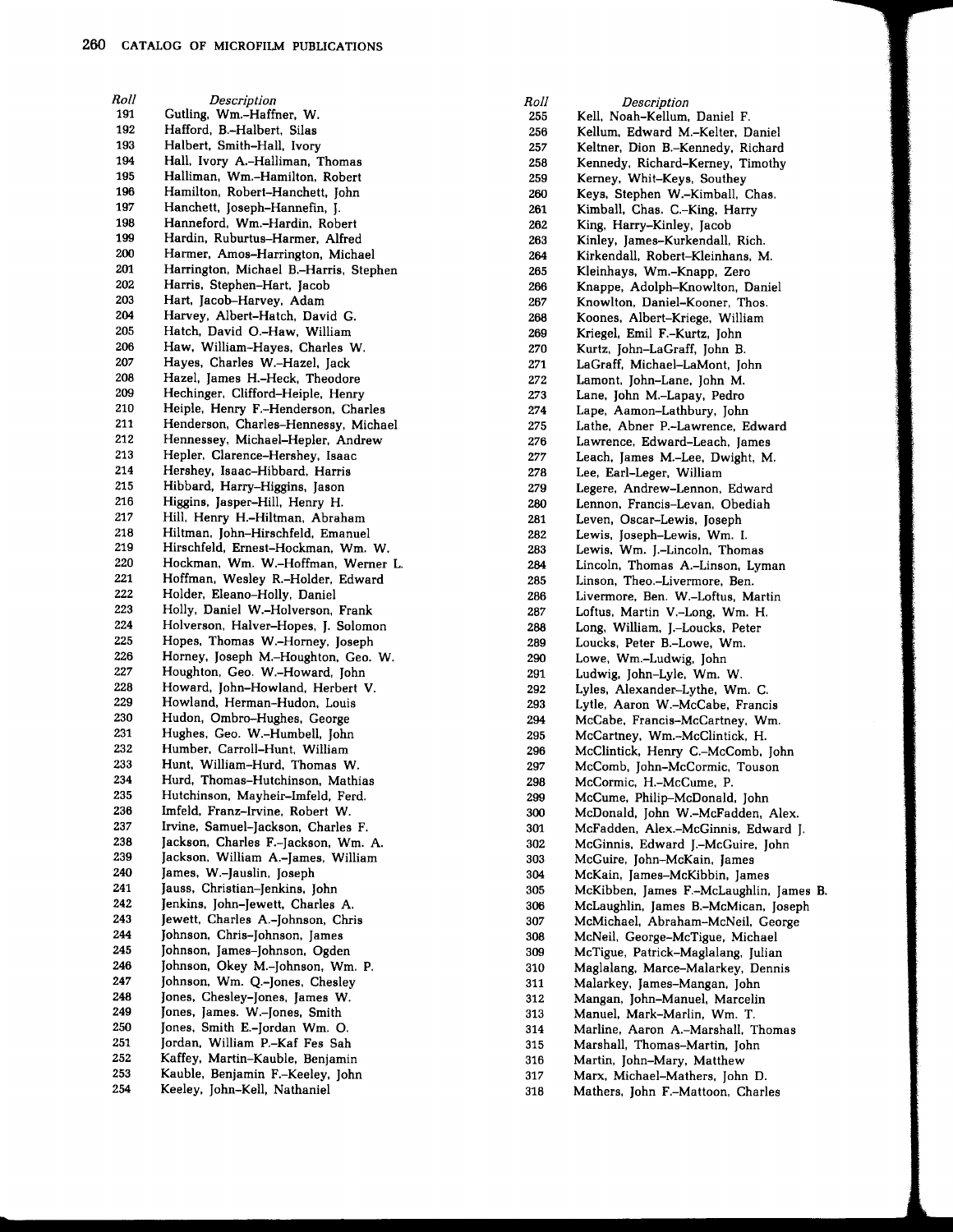| Roll | Description |
| --- | --- |
| 191 | Gutling, Wm.–Haffner, W. |
| 192 | Hafford, B.–Halbert, Silas |
| 193 | Halbert, Smith–Hall, Ivory |
| 194 | Hall, Ivory A.–Halliman, Thomas |
| 195 | Halliman, Wm.–Hamilton, Robert |
| 196 | Hamilton, Robert–Hanchett, John |
| 197 | Hanchett, Joseph–Hannefin, J. |
| 198 | Hanneford, Wm.–Hardin, Robert |
| 199 | Hardin, Ruburtus–Harmer, Alfred |
| 200 | Harmer, Amos–Harrington, Michael |
| 201 | Harrington, Michael B.–Harris, Stephen |
| 202 | Harris, Stephen–Hart, Jacob |
| 203 | Hart, Jacob–Harvey, Adam |
| 204 | Harvey, Albert–Hatch, David G. |
| 205 | Hatch, David O.–Haw, William |
| 206 | Haw, William–Hayes, Charles W. |
| 207 | Hayes, Charles W.–Hazel, Jack |
| 208 | Hazel, James H.–Heck, Theodore |
| 209 | Hechinger, Clifford–Heiple, Henry |
| 210 | Heiple, Henry F.–Henderson, Charles |
| 211 | Henderson, Charles–Hennessy, Michael |
| 212 | Hennessey, Michael–Hepler, Andrew |
| 213 | Hepler, Clarence–Hershey, Isaac |
| 214 | Hershey, Isaac–Hibbard, Harris |
| 215 | Hibbard, Harry–Higgins, Jason |
| 216 | Higgins, Jasper–Hill, Henry H. |
| 217 | Hill, Henry H.–Hiltman, Abraham |
| 218 | Hiltman, John–Hirschfeld, Emanuel |
| 219 | Hirschfeld, Ernest–Hockman, Wm. W. |
| 220 | Hockman, Wm. W.–Hoffman, Werner L. |
| 221 | Hoffman, Wesley R.–Holder, Edward |
| 222 | Holder, Eleano–Holly, Daniel |
| 223 | Holly, Daniel W.–Holverson, Frank |
| 224 | Holverson, Halver–Hopes, J. Solomon |
| 225 | Hopes, Thomas W.–Horney, Joseph |
| 226 | Horney, Joseph M.–Houghton, Geo. W. |
| 227 | Houghton, Geo. W.–Howard, John |
| 228 | Howard, John–Howland, Herbert V. |
| 229 | Howland, Herman–Hudon, Louis |
| 230 | Hudon, Ombro–Hughes, George |
| 231 | Hughes, Geo. W.–Humbell, John |
| 232 | Humber, Carroll–Hunt, William |
| 233 | Hunt, William–Hurd, Thomas W. |
| 234 | Hurd, Thomas–Hutchinson, Mathias |
| 235 | Hutchinson, Mayheir–Imfeld, Ferd. |
| 236 | Imfeld, Franz–Irvine, Robert W. |
| 237 | Irvine, Samuel–Jackson, Charles F. |
| 238 | Jackson, Charles F.–Jackson, Wm. A. |
| 239 | Jackson, William A.–James, William |
| 240 | James, W.–Jauslin, Joseph |
| 241 | Jauss, Christian–Jenkins, John |
| 242 | Jenkins, John–Jewett, Charles A. |
| 243 | Jewett, Charles A.–Johnson, Chris |
| 244 | Johnson, Chris–Johnson, James |
| 245 | Johnson, James–Johnson, Ogden |
| 246 | Johnson, Okey M.–Johnson, Wm. P. |
| 247 | Johnson, Wm. Q.–Jones, Chesley |
| 248 | Jones, Chesley–Jones, James W. |
| 249 | Jones, James. W.–Jones, Smith |
| 250 | Jones, Smith E.–Jordan Wm. O. |
| 251 | Jordan, William P.–Kaf Fes Sah |
| 252 | Kaffey, Martin–Kauble, Benjamin |
| 253 | Kauble, Benjamin F.–Keeley, John |
| 254 | Keeley, John–Kell, Nathaniel |
| 255 | Kell, Noah–Kellum, Daniel F. |
| 256 | Kellum, Edward M.–Kelter, Daniel |
| 257 | Keltner, Dion B.–Kennedy, Richard |
| 258 | Kennedy, Richard–Kerney, Timothy |
| 259 | Kerney, Whit–Keys, Southey |
| 260 | Keys, Stephen W.–Kimball, Chas. |
| 261 | Kimball, Chas. C.–King, Harry |
| 262 | King, Harry–Kinley, Jacob |
| 263 | Kinley, James–Kurkendall, Rich. |
| 264 | Kirkendall, Robert–Kleinhans, M. |
| 265 | Kleinhays, Wm.–Knapp, Zero |
| 266 | Knappe, Adolph–Knowlton, Daniel |
| 267 | Knowlton, Daniel–Kooner, Thos. |
| 268 | Koones, Albert–Kriege, William |
| 269 | Kriegel, Emil F.–Kurtz, John |
| 270 | Kurtz, John–LaGraff, John B. |
| 271 | LaGraff, Michael–LaMont, John |
| 272 | Lamont, John–Lane, John M. |
| 273 | Lane, John M.–Lapay, Pedro |
| 274 | Lape, Aamon–Lathbury, John |
| 275 | Lathe, Abner P.–Lawrence, Edward |
| 276 | Lawrence, Edward–Leach, James |
| 277 | Leach, James M.–Lee, Dwight, M. |
| 278 | Lee, Earl–Leger, William |
| 279 | Legere, Andrew–Lennon, Edward |
| 280 | Lennon, Francis–Levan, Obediah |
| 281 | Leven, Oscar–Lewis, Joseph |
| 282 | Lewis, Joseph–Lewis, Wm. I. |
| 283 | Lewis, Wm. J.–Lincoln, Thomas |
| 284 | Lincoln, Thomas A.–Linson, Lyman |
| 285 | Linson, Theo.–Livermore, Ben. |
| 286 | Livermore, Ben. W.–Loftus, Martin |
| 287 | Loftus, Martin V.–Long, Wm. H. |
| 288 | Long, William, J.–Loucks, Peter |
| 289 | Loucks, Peter B.–Lowe, Wm. |
| 290 | Lowe, Wm.–Ludwig, John |
| 291 | Ludwig, John–Lyle, Wm. W. |
| 292 | Lyles, Alexander–Lythe, Wm. C. |
| 293 | Lytle, Aaron W.–McCabe, Francis |
| 294 | McCabe, Francis–McCartney, Wm. |
| 295 | McCartney, Wm.–McClintick, H. |
| 296 | McClintick, Henry C.–McComb, John |
| 297 | McComb, John–McCormic, Touson |
| 298 | McCormic, H.–McCume, P. |
| 299 | McCume, Philip–McDonald, John |
| 300 | McDonald, John W.–McFadden, Alex. |
| 301 | McFadden, Alex.–McGinnis, Edward J. |
| 302 | McGinnis, Edward J.–McGuire, John |
| 303 | McGuire, John–McKain, James |
| 304 | McKain, James–McKibbin, James |
| 305 | McKibben, James F.–McLaughlin, James B. |
| 306 | McLaughlin, James B.–McMican, Joseph |
| 307 | McMichael, Abraham–McNeil, George |
| 308 | McNeil, George–McTigue, Michael |
| 309 | McTigue, Patrick–Maglalang, Julian |
| 310 | Maglalang, Marce–Malarkey, Dennis |
| 311 | Malarkey, James–Mangan, John |
| 312 | Mangan, John–Manuel, Marcelin |
| 313 | Manuel, Mark–Marlin, Wm. T. |
| 314 | Marline, Aaron A.–Marshall, Thomas |
| 315 | Marshall, Thomas–Martin, John |
| 316 | Martin, John–Mary, Matthew |
| 317 | Marx, Michael–Mathers, John D. |
| 318 | Mathers, John F.–Mattoon, Charles |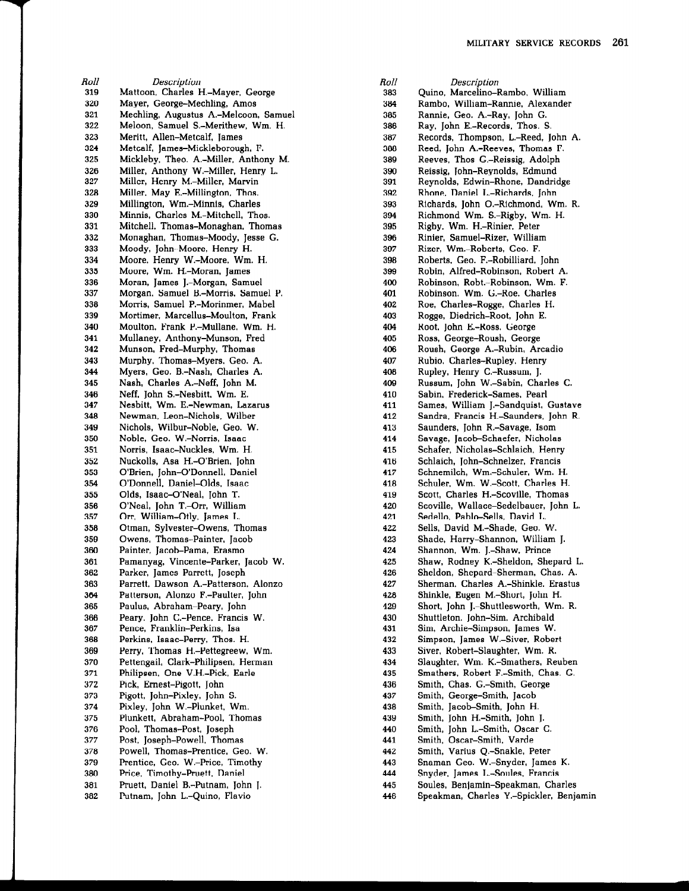| Roll | Description |
| --- | --- |
| 319 | Mattoon, Charles H.–Mayer, George |
| 320 | Mayer, George–Mechling, Amos |
| 321 | Mechling, Augustus A.–Melcoon, Samuel |
| 322 | Meloon, Samuel S.–Merithew, Wm. H. |
| 323 | Meritt, Allen–Metcalf, James |
| 324 | Metcalf, James–Mickleborough, F. |
| 325 | Mickleby, Theo. A.–Miller, Anthony M. |
| 326 | Miller, Anthony W.–Miller, Henry L. |
| 327 | Miller, Henry M.–Miller, Marvin |
| 328 | Miller, May E.–Millington, Thos. |
| 329 | Millington, Wm.–Minnis, Charles |
| 330 | Minnis, Charles M.–Mitchell, Thos. |
| 331 | Mitchell, Thomas–Monaghan, Thomas |
| 332 | Monaghan, Thomas–Moody, Jesse G. |
| 333 | Moody, John–Moore, Henry H. |
| 334 | Moore, Henry W.–Moore, Wm. H. |
| 335 | Moore, Wm. H.–Moran, James |
| 336 | Moran, James J.–Morgan, Samuel |
| 337 | Morgan, Samuel B.–Morris, Samuel P. |
| 338 | Morris, Samuel P.–Morinmer, Mabel |
| 339 | Mortimer, Marcellus–Moulton, Frank |
| 340 | Moulton, Frank P.–Mullane, Wm. H. |
| 341 | Mullaney, Anthony–Munson, Fred |
| 342 | Munson, Fred–Murphy, Thomas |
| 343 | Murphy, Thomas–Myers, Geo. A. |
| 344 | Myers, Geo. B.–Nash, Charles A. |
| 345 | Nash, Charles A.–Neff, John M. |
| 346 | Neff, John S.–Nesbitt, Wm. E. |
| 347 | Nesbitt, Wm. E.–Newman, Lazarus |
| 348 | Newman, Leon–Nichols, Wilber |
| 349 | Nichols, Wilbur–Noble, Geo. W. |
| 350 | Noble, Geo. W.–Norris, Isaac |
| 351 | Norris, Isaac–Nuckles, Wm. H. |
| 352 | Nuckolls, Asa H.–O'Brien, John |
| 353 | O'Brien, John–O'Donnell, Daniel |
| 354 | O'Donnell, Daniel–Olds, Isaac |
| 355 | Olds, Isaac–O'Neal, John T. |
| 356 | O'Neal, John T.–Orr, William |
| 357 | Orr, William–Otly, James L. |
| 358 | Otman, Sylvester–Owens, Thomas |
| 359 | Owens, Thomas–Painter, Jacob |
| 360 | Painter, Jacob–Pama, Erasmo |
| 361 | Pamanyag, Vincente–Parker, Jacob W. |
| 362 | Parker, James Parrett, Joseph |
| 363 | Parrett, Dawson A.–Patterson, Alonzo |
| 364 | Patterson, Alonzo F.–Paulter, John |
| 365 | Paulus, Abraham–Peary, John |
| 366 | Peary, John C.–Pence, Francis W. |
| 367 | Pence, Franklin–Perkins, Isa |
| 368 | Perkins, Isaac–Perry, Thos. H. |
| 369 | Perry, Thomas H.–Pettegreew, Wm. |
| 370 | Pettengail, Clark–Philipsen, Herman |
| 371 | Philipsen, One V.H.–Pick, Earle |
| 372 | Pick, Ernest–Pigott, John |
| 373 | Pigott, John–Pixley, John S. |
| 374 | Pixley, John W.–Plunket, Wm. |
| 375 | Plunkett, Abraham–Pool, Thomas |
| 376 | Pool, Thomas–Post, Joseph |
| 377 | Post, Joseph–Powell, Thomas |
| 378 | Powell, Thomas–Prentice, Geo. W. |
| 379 | Prentice, Geo. W.–Price, Timothy |
| 380 | Price, Timothy–Pruett, Daniel |
| 381 | Pruett, Daniel B.–Putnam, John J. |
| 382 | Putnam, John L.–Quino, Flavio |
| 383 | Quino, Marcelino–Rambo, William |
| 384 | Rambo, William–Rannie, Alexander |
| 385 | Rannie, Geo. A.–Ray, John G. |
| 386 | Ray, John E.–Records, Thos. S. |
| 387 | Records, Thompson, L.–Reed, John A. |
| 388 | Reed, John A.–Reeves, Thomas F. |
| 389 | Reeves, Thos G.–Reissig, Adolph |
| 390 | Reissig, John–Reynolds, Edmund |
| 391 | Reynolds, Edwin–Rhone, Dandridge |
| 392 | Rhone, Daniel L.–Richards, John |
| 393 | Richards, John O.–Richmond, Wm. R. |
| 394 | Richmond Wm. S.–Rigby, Wm. H. |
| 395 | Rigby, Wm. H.–Rinier, Peter |
| 396 | Rinier, Samuel–Rizer, William |
| 397 | Rizer, Wm.–Roberts, Geo. F. |
| 398 | Roberts, Geo. F.–Robilliard, John |
| 399 | Robin, Alfred–Robinson, Robert A. |
| 400 | Robinson, Robt.–Robinson, Wm. F. |
| 401 | Robinson, Wm. G.–Roe, Charles |
| 402 | Roe, Charles–Rogge, Charles H. |
| 403 | Rogge, Diedrich–Root, John E. |
| 404 | Root, John E.–Ross, George |
| 405 | Ross, George–Roush, George |
| 406 | Roush, George A.–Rubin, Arcadio |
| 407 | Rubio, Charles–Rupley, Henry |
| 408 | Rupley, Henry C.–Russum, J. |
| 409 | Russum, John W.–Sabin, Charles C. |
| 410 | Sabin, Frederick–Sames, Pearl |
| 411 | Sames, William J.–Sandquist, Gustave |
| 412 | Sandra, Francis H.–Saunders, John R. |
| 413 | Saunders, John R.–Savage, Isom |
| 414 | Savage, Jacob–Schaefer, Nicholas |
| 415 | Schafer, Nicholas–Schlaich, Henry |
| 416 | Schlaich, John–Schnelzer, Francis |
| 417 | Schnemilch, Wm.–Schuler, Wm. H. |
| 418 | Schuler, Wm. W.–Scott, Charles H. |
| 419 | Scott, Charles H.–Scoville, Thomas |
| 420 | Scoville, Wallace–Sedelbauer, John L. |
| 421 | Sedello, Pablo–Sells, David L. |
| 422 | Sells, David M.–Shade, Geo. W. |
| 423 | Shade, Harry–Shannon, William J. |
| 424 | Shannon, Wm. J.–Shaw, Prince |
| 425 | Shaw, Rodney K.–Sheldon, Shepard L. |
| 426 | Sheldon, Shepard–Sherman, Chas. A. |
| 427 | Sherman, Charles A.–Shinkle, Erastus |
| 428 | Shinkle, Eugen M.–Short, John H. |
| 429 | Short, John J.–Shuttlesworth, Wm. R. |
| 430 | Shuttleton, John–Sim, Archibald |
| 431 | Sim, Archie–Simpson, James W. |
| 432 | Simpson, James W.–Siver, Robert |
| 433 | Siver, Robert–Slaughter, Wm. R. |
| 434 | Slaughter, Wm. K.–Smathers, Reuben |
| 435 | Smathers, Robert F.–Smith, Chas. G. |
| 436 | Smith, Chas. G.–Smith, George |
| 437 | Smith, George–Smith, Jacob |
| 438 | Smith, Jacob–Smith, John H. |
| 439 | Smith, John H.–Smith, John J. |
| 440 | Smith, John L.–Smith, Oscar C. |
| 441 | Smith, Oscar–Smith, Varde |
| 442 | Smith, Varius Q.–Snakle, Peter |
| 443 | Snaman Geo. W.–Snyder, James K. |
| 444 | Snyder, James L.–Soules, Francis |
| 445 | Soules, Benjamin–Speakman, Charles |
| 446 | Speakman, Charles Y.–Spickler, Benjamin |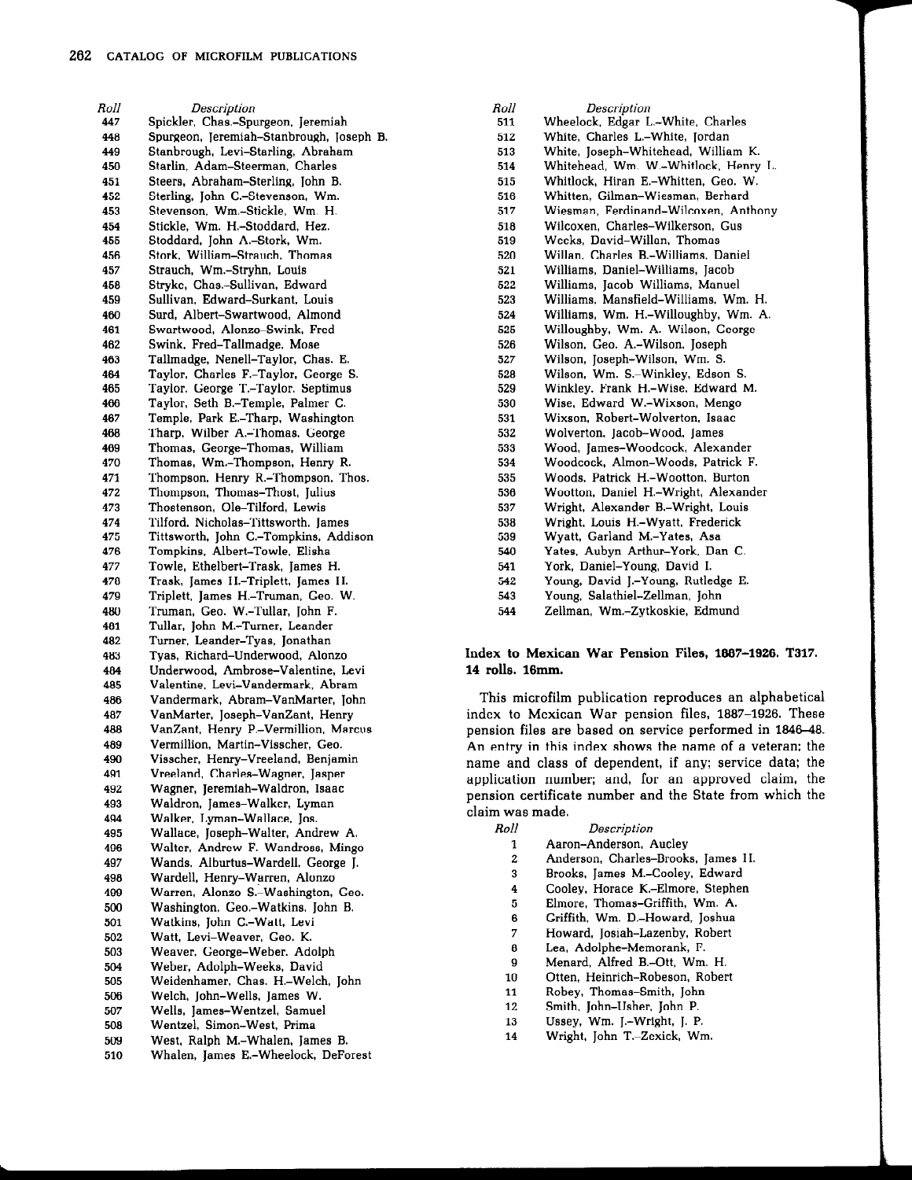| Roll | Description |
|---|---|
| 447 | Spickler, Chas.–Spurgeon, Jeremiah |
| 448 | Spurgeon, Jeremiah–Stanbrough, Joseph B. |
| 449 | Stanbrough, Levi–Starling, Abraham |
| 450 | Starlin, Adam–Steerman, Charles |
| 451 | Steers, Abraham–Sterling, John B. |
| 452 | Sterling, John C.–Stevenson, Wm. |
| 453 | Stevenson, Wm.–Stickle, Wm. H. |
| 454 | Stickle, Wm. H.–Stoddard, Hez. |
| 455 | Stoddard, John A.–Stork, Wm. |
| 456 | Stork, William–Strauch, Thomas |
| 457 | Strauch, Wm.–Stryhn, Louis |
| 458 | Stryke, Chas.–Sullivan, Edward |
| 459 | Sullivan, Edward–Surkant, Louis |
| 460 | Surd, Albert–Swartwood, Almond |
| 461 | Swartwood, Alonzo–Swink, Fred |
| 462 | Swink, Fred–Tallmadge, Mose |
| 463 | Tallmadge, Nenell–Taylor, Chas. E. |
| 464 | Taylor, Charles F.–Taylor, George S. |
| 465 | Taylor, George T.–Taylor, Septimus |
| 466 | Taylor, Seth B.–Temple, Palmer C. |
| 467 | Temple, Park E.–Tharp, Washington |
| 468 | Tharp, Wilber A.–Thomas, George |
| 469 | Thomas, George–Thomas, William |
| 470 | Thomas, Wm.–Thompson, Henry R. |
| 471 | Thompson, Henry R.–Thompson, Thos. |
| 472 | Thompson, Thomas–Thost, Julius |
| 473 | Thostenson, Ole–Tilford, Lewis |
| 474 | Tilford, Nicholas–Tittsworth, James |
| 475 | Tittsworth, John C.–Tompkins, Addison |
| 476 | Tompkins, Albert–Towle, Elisha |
| 477 | Towle, Ethelbert–Trask, James H. |
| 478 | Trask, James H.–Triplett, James H. |
| 479 | Triplett, James H.–Truman, Geo. W. |
| 480 | Truman, Geo. W.–Tullar, John F. |
| 481 | Tullar, John M.–Turner, Leander |
| 482 | Turner, Leander–Tyas, Jonathan |
| 483 | Tyas, Richard–Underwood, Alonzo |
| 484 | Underwood, Ambrose–Valentine, Levi |
| 485 | Valentine, Levi–Vandermark, Abram |
| 486 | Vandermark, Abram–VanMarter, John |
| 487 | VanMarter, Joseph–VanZant, Henry |
| 488 | VanZant, Henry P.–Vermillion, Marcus |
| 489 | Vermillion, Martin–Visscher, Geo. |
| 490 | Visscher, Henry–Vreeland, Benjamin |
| 491 | Vreeland, Charles–Wagner, Jasper |
| 492 | Wagner, Jeremiah–Waldron, Isaac |
| 493 | Waldron, James–Walker, Lyman |
| 494 | Walker, Lyman–Wallace, Jos. |
| 495 | Wallace, Joseph–Walter, Andrew A. |
| 496 | Walter, Andrew F.–Wandross, Mingo |
| 497 | Wands, Alburtus–Wardell, George J. |
| 498 | Wardell, Henry–Warren, Alonzo |
| 499 | Warren, Alonzo S.–Washington, Geo. |
| 500 | Washington, Geo.–Watkins, John B. |
| 501 | Watkins, John C.–Watt, Levi |
| 502 | Watt, Levi–Weaver, Geo. K. |
| 503 | Weaver, George–Weber, Adolph |
| 504 | Weber, Adolph–Weeks, David |
| 505 | Weidenhamer, Chas. H.–Welch, John |
| 506 | Welch, John–Wells, James W. |
| 507 | Wells, James–Wentzel, Samuel |
| 508 | Wentzel, Simon–West, Prima |
| 509 | West, Ralph M.–Whalen, James B. |
| 510 | Whalen, James E.–Wheelock, DeForest |
| 511 | Wheelock, Edgar L.–White, Charles |
| 512 | White, Charles L.–White, Jordan |
| 513 | White, Joseph–Whitehead, William K. |
| 514 | Whitehead, Wm. W.–Whitlock, Henry L. |
| 515 | Whitlock, Hiran E.–Whitten, Geo. W. |
| 516 | Whitten, Gilman–Wiesman, Berhard |
| 517 | Wiesman, Ferdinand–Wilcoxen, Anthony |
| 518 | Wilcoxen, Charles–Wilkerson, Gus |
| 519 | Weeks, David–Willan, Thomas |
| 520 | Willan, Charles B.–Williams, Daniel |
| 521 | Williams, Daniel–Williams, Jacob |
| 522 | Williams, Jacob Williams, Manuel |
| 523 | Williams, Mansfield–Williams, Wm. H. |
| 524 | Williams, Wm. H.–Willoughby, Wm. A. |
| 525 | Willoughby, Wm. A. Wilson, George |
| 526 | Wilson, Geo. A.–Wilson, Joseph |
| 527 | Wilson, Joseph–Wilson, Wm. S. |
| 528 | Wilson, Wm. S.–Winkley, Edson S. |
| 529 | Winkley, Frank H.–Wise, Edward M. |
| 530 | Wise, Edward W.–Wixson, Mengo |
| 531 | Wixson, Robert–Wolverton, Isaac |
| 532 | Wolverton, Jacob–Wood, James |
| 533 | Wood, James–Woodcock, Alexander |
| 534 | Woodcock, Almon–Woods, Patrick F. |
| 535 | Woods, Patrick H.–Wootton, Burton |
| 536 | Wootton, Daniel H.–Wright, Alexander |
| 537 | Wright, Alexander B.–Wright, Louis |
| 538 | Wright, Louis H.–Wyatt, Frederick |
| 539 | Wyatt, Garland M.–Yates, Asa |
| 540 | Yates, Aubyn Arthur–York, Dan C. |
| 541 | York, Daniel–Young, David I. |
| 542 | Young, David J.–Young, Rutledge E. |
| 543 | Young, Salathiel–Zellman, John |
| 544 | Zellman, Wm.–Zytkoskie, Edmund |

**Index to Mexican War Pension Files, 1887–1926. T317. 14 rolls. 16mm.**

This microfilm publication reproduces an alphabetical index to Mexican War pension files, 1887–1926. These pension files are based on service performed in 1846–48. An entry in this index shows the name of a veteran; the name and class of dependent, if any; service data; the application number; and, for an approved claim, the pension certificate number and the State from which the claim was made.

| Roll | Description |
|---|---|
| 1 | Aaron–Anderson, Aucley |
| 2 | Anderson, Charles–Brooks, James H. |
| 3 | Brooks, James M.–Cooley, Edward |
| 4 | Cooley, Horace K.–Elmore, Stephen |
| 5 | Elmore, Thomas–Griffith, Wm. A. |
| 6 | Griffith, Wm. D.–Howard, Joshua |
| 7 | Howard, Josiah–Lazenby, Robert |
| 8 | Lea, Adolphe–Memorank, F. |
| 9 | Menard, Alfred B.–Ott, Wm. H. |
| 10 | Otten, Heinrich–Robeson, Robert |
| 11 | Robey, Thomas–Smith, John |
| 12 | Smith, John–Usher, John P. |
| 13 | Ussey, Wm. J.–Wright, J. P. |
| 14 | Wright, John T.–Zexick, Wm. |